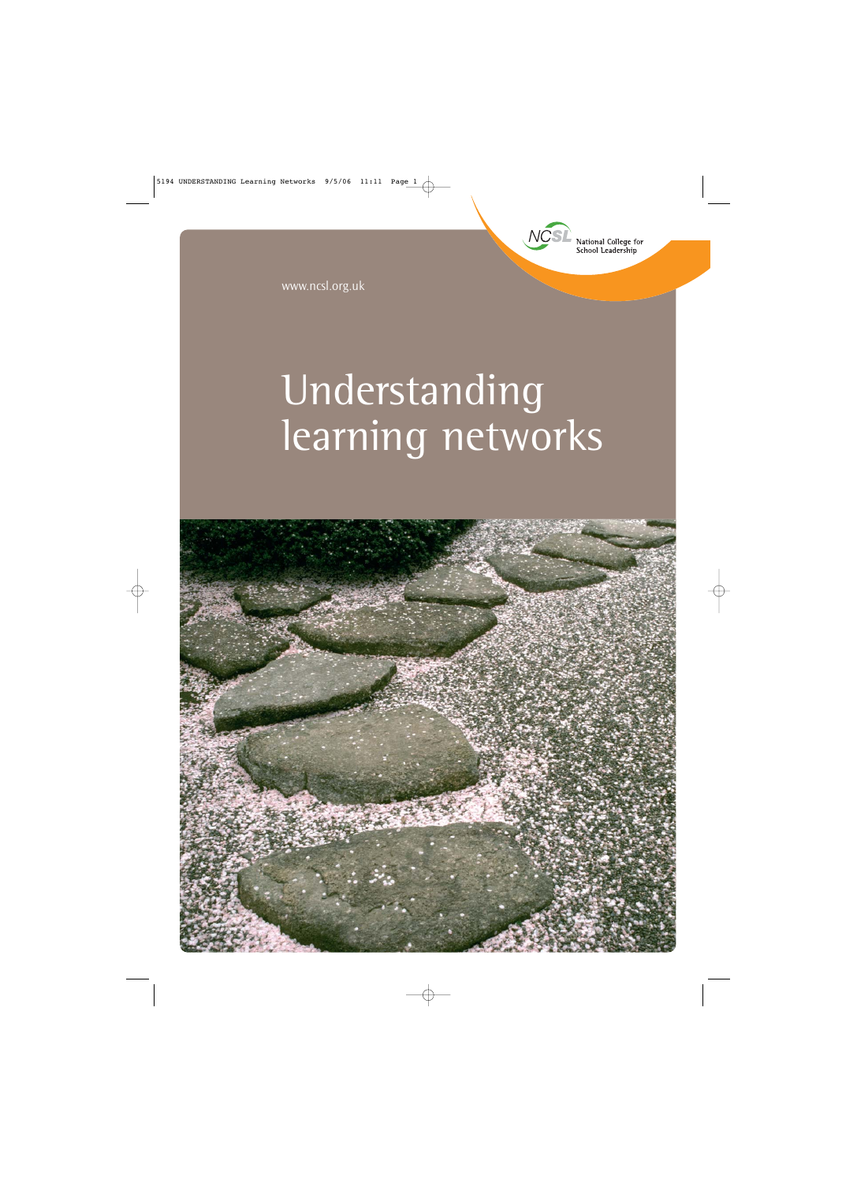National College for School Leadership

www.ncsl.org.uk

# Understanding learning networks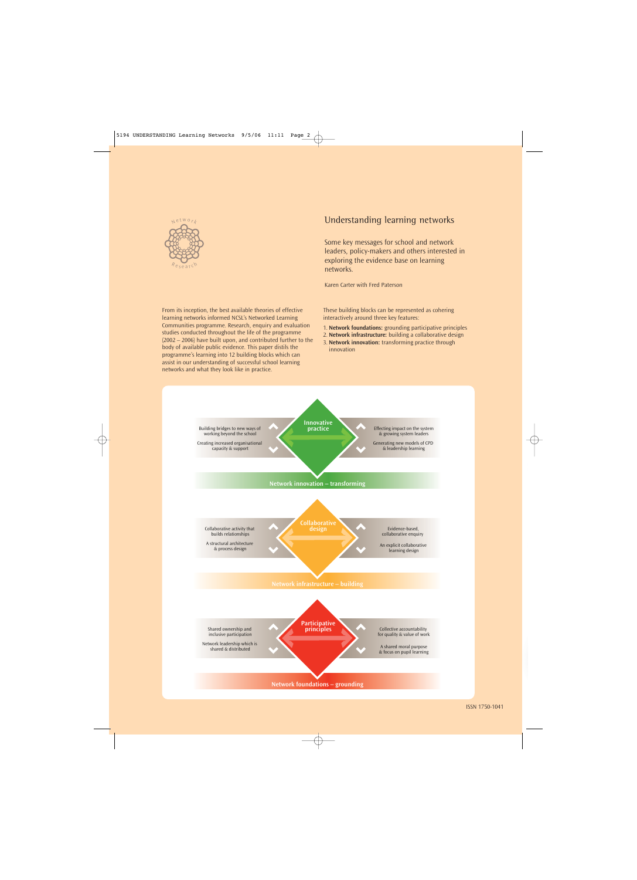# Understanding learning networks

Some key messages for school and network leaders, policy-makers and others interested in exploring the evidence base on learning networks.

Karen Carter with Fred Paterson

From its inception, the best available theories of effective learning networks informed NCSL's Networked Learning Communities programme. Research, enquiry and evaluation studies conducted throughout the life of the programme (2002 – 2006) have built upon, and contributed further to the body of available public evidence. This paper distils the programme's learning into 12 building blocks which can assist in our understanding of successful school learning networks and what they look like in practice.

These building blocks can be represented as cohering interactively around three key features:

1. **Network foundations:** grounding participative principles
2. **Network infrastructure:** building a collaborative design
3. **Network innovation:** transforming practice through innovation

**Innovative practice**

- Building bridges to new ways of working beyond the school
- Creating increased organisational capacity & support
- Effecting impact on the system & growing system leaders
- Generating new models of CPD & leadership learning

**Network innovation – transforming**

**Collaborative design**

- Collaborative activity that builds relationships
- A structural architecture & process design
- Evidence-based, collaborative enquiry
- An explicit collaborative learning design

**Network infrastructure – building**

**Participative principles**

- Shared ownership and inclusive participation
- Network leadership which is shared & distributed
- Collective accountability for quality & value of work
- A shared moral purpose & focus on pupil learning

**Network foundations – grounding**

ISSN 1750-1041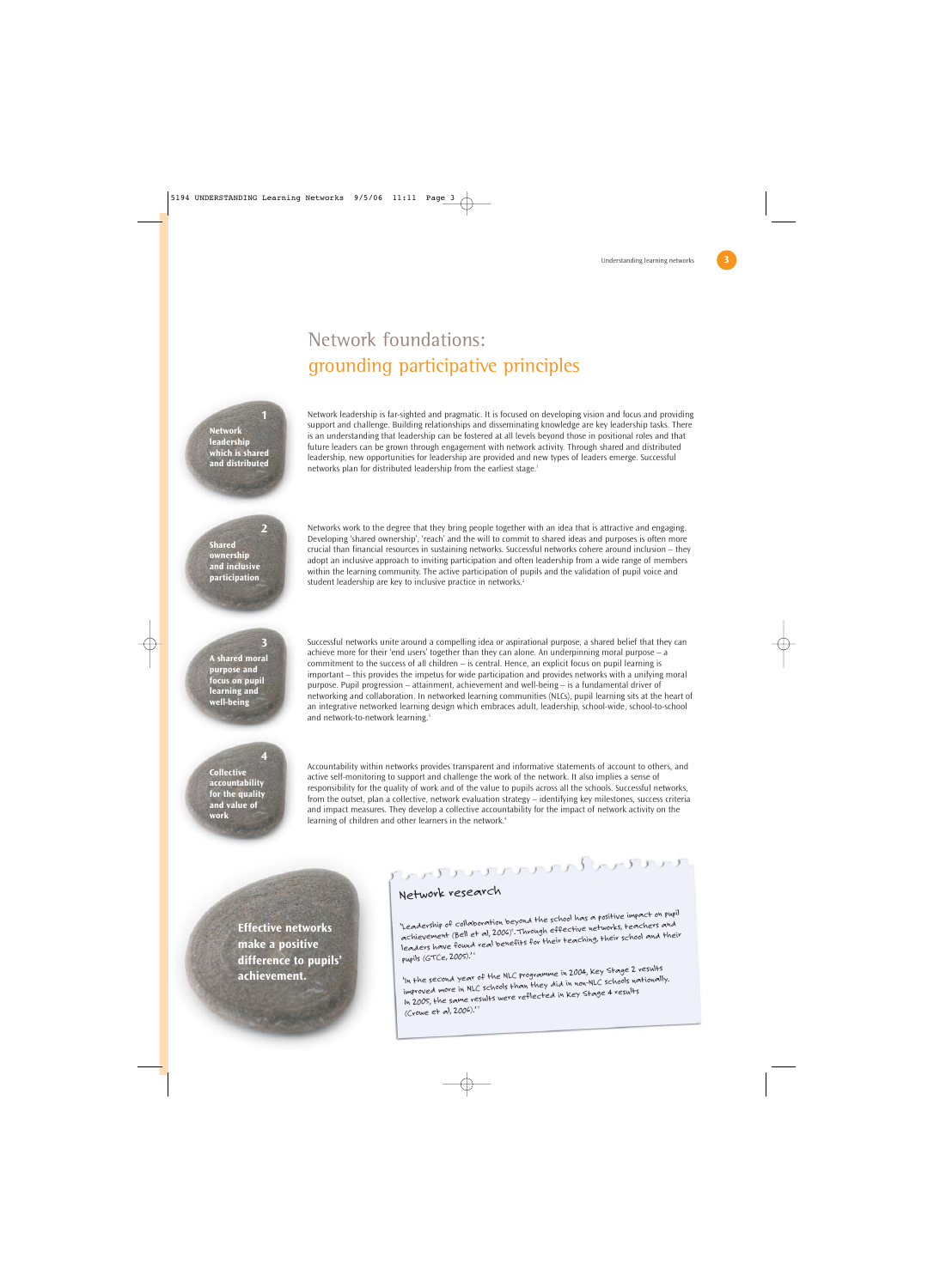# Network foundations: grounding participative principles

**1 Network leadership which is shared and distributed**

Network leadership is far-sighted and pragmatic. It is focused on developing vision and focus and providing support and challenge. Building relationships and disseminating knowledge are key leadership tasks. There is an understanding that leadership can be fostered at all levels beyond those in positional roles and that future leaders can be grown through engagement with network activity. Through shared and distributed leadership, new opportunities for leadership are provided and new types of leaders emerge. Successful networks plan for distributed leadership from the earliest stage.[1]

**2 Shared ownership and inclusive participation**

Networks work to the degree that they bring people together with an idea that is attractive and engaging. Developing 'shared ownership', 'reach' and the will to commit to shared ideas and purposes is often more crucial than financial resources in sustaining networks. Successful networks cohere around inclusion – they adopt an inclusive approach to inviting participation and often leadership from a wide range of members within the learning community. The active participation of pupils and the validation of pupil voice and student leadership are key to inclusive practice in networks.[2]

**3 A shared moral purpose and focus on pupil learning and well-being**

Successful networks unite around a compelling idea or aspirational purpose, a shared belief that they can achieve more for their 'end users' together than they can alone. An underpinning moral purpose – a commitment to the success of all children – is central. Hence, an explicit focus on pupil learning is important – this provides the impetus for wide participation and provides networks with a unifying moral purpose. Pupil progression – attainment, achievement and well-being – is a fundamental driver of networking and collaboration. In networked learning communities (NLCs), pupil learning sits at the heart of an integrative networked learning design which embraces adult, leadership, school-wide, school-to-school and network-to-network learning.[3]

**4 Collective accountability for the quality and value of work**

Accountability within networks provides transparent and informative statements of account to others, and active self-monitoring to support and challenge the work of the network. It also implies a sense of responsibility for the quality of work and of the value to pupils across all the schools. Successful networks, from the outset, plan a collective, network evaluation strategy – identifying key milestones, success criteria and impact measures. They develop a collective accountability for the impact of network activity on the learning of children and other learners in the network.[4]

**Effective networks make a positive difference to pupils' achievement.**

## Network research

'Leadership of collaboration beyond the school has a positive impact on pupil achievement (Bell et al, 2006)'. Through effective networks, teachers and leaders have found real benefits for their teaching, their school and their pupils (GTCe, 2005).'[5]

'In the second year of the NLC programme in 2004, Key Stage 2 results improved more in NLC schools than they did in non-NLC schools nationally. In 2005, the same results were reflected in Key Stage 4 results (Crowe et al, 2006).'[6]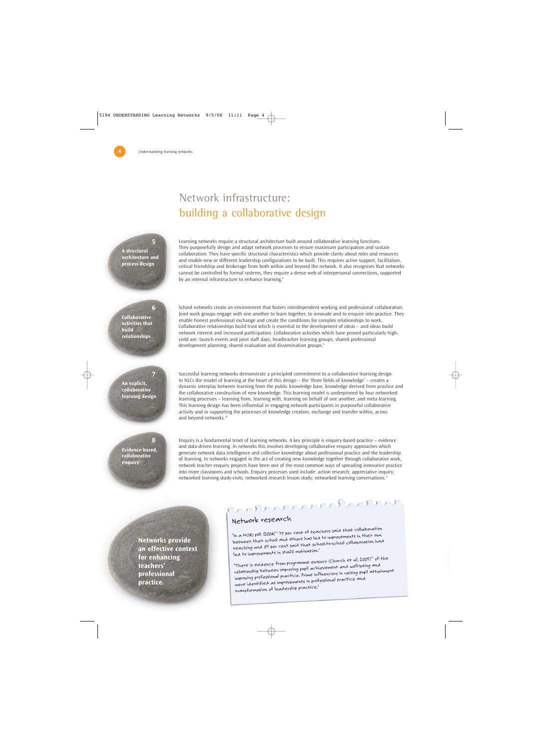# Network infrastructure: building a collaborative design

**5 A structural architecture and process design**

Learning networks require a structural architecture built around collaborative learning functions. They purposefully design and adapt network processes to ensure maximum participation and sustain collaboration. They have specific structural characteristics which provide clarity about roles and resources and enable new or different leadership configurations to be built. This requires active support, facilitation, critical friendship and brokerage from both within and beyond the network. It also recognises that networks cannot be controlled by formal systems, they require a dense web of interpersonal connections, supported by an internal infrastructure to enhance learning.[8]

**6 Collaborative activities that build relationships**

School networks create an environment that fosters interdependent working and professional collaboration. Joint work groups engage with one another to learn together, to innovate and to enquire into practice. They enable honest professional exchange and create the conditions for complex relationships to work. Collaborative relationships build trust which is essential to the development of ideas – and ideas build network interest and increased participation. Collaborative activities which have proved particularly high-yield are: launch events and joint staff days; headteacher learning groups; shared professional development planning; shared evaluation and dissemination groups.[9]

**7 An explicit, collaborative learning design**

Successful learning networks demonstrate a principled commitment to a collaborative learning design. In NLCs the model of learning at the heart of this design – the 'three fields of knowledge' – creates a dynamic interplay between learning from the public knowledge base, knowledge derived from practice and the collaborative construction of new knowledge. This learning model is underpinned by four networked learning processes – learning from, learning with, learning on behalf of one another, and meta learning. This learning design has been influential in engaging network participants in purposeful collaborative activity and in supporting the processes of knowledge creation, exchange and transfer within, across and beyond networks.[10]

**8 Evidence-based, collaborative enquiry**

Enquiry is a fundamental tenet of learning networks. A key principle is enquiry-based practice – evidence and data-driven learning. In networks this involves developing collaborative enquiry approaches which generate network data intelligence and collective knowledge about professional practice and the leadership of learning. In networks engaged in the act of creating new knowledge together through collaborative work, network teacher enquiry projects have been one of the most common ways of spreading innovative practice into more classrooms and schools. Enquiry processes used include: action research; appreciative inquiry; networked learning study-visits; networked research lesson study; networked learning conversations.[11]

**Networks provide an effective context for enhancing teachers' professional practice.**

## Network research

'In a MORI poll (2004)[12] 75 per cent of teachers said that collaboration between their school and others has led to improvements in their own teaching and 85 per cent said that school-to-school collaboration had led to improvements in staff motivation.'

'There is evidence from programme enquiry (Church et al, 2005)[13] of the relationship between improving pupil achievement and well-being and improving professional practice. Prime influencers in raising pupil attainment were identified as improvements in professional practice and transformation of leadership practice.'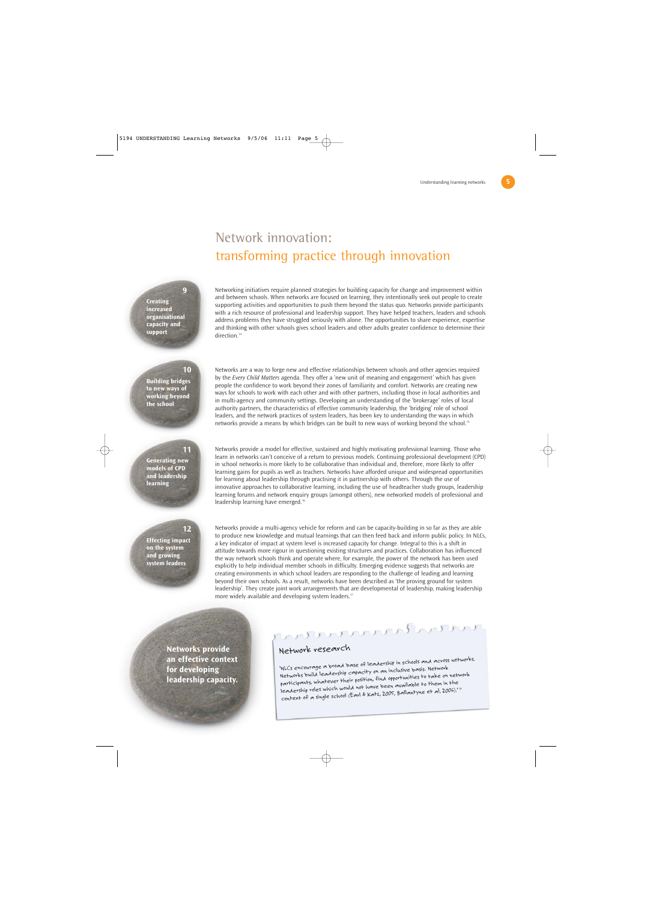# Network innovation:
## transforming practice through innovation

**9**
**Creating increased organisational capacity and support**

Networking initiatives require planned strategies for building capacity for change and improvement within and between schools. When networks are focused on learning, they intentionally seek out people to create supporting activities and opportunities to push them beyond the status quo. Networks provide participants with a rich resource of professional and leadership support. They have helped teachers, leaders and schools address problems they have struggled seriously with alone. The opportunities to share experience, expertise and thinking with other schools gives school leaders and other adults greater confidence to determine their direction.[14]

**10**
**Building bridges to new ways of working beyond the school**

Networks are a way to forge new and effective relationships between schools and other agencies required by the *Every Child Matters* agenda. They offer a 'new unit of meaning and engagement' which has given people the confidence to work beyond their zones of familiarity and comfort. Networks are creating new ways for schools to work with each other and with other partners, including those in local authorities and in multi-agency and community settings. Developing an understanding of the 'brokerage' roles of local authority partners, the characteristics of effective community leadership, the 'bridging' role of school leaders, and the network practices of system leaders, has been key to understanding the ways in which networks provide a means by which bridges can be built to new ways of working beyond the school.[15]

**11**
**Generating new models of CPD and leadership learning**

Networks provide a model for effective, sustained and highly motivating professional learning. Those who learn in networks can't conceive of a return to previous models. Continuing professional development (CPD) in school networks is more likely to be collaborative than individual and, therefore, more likely to offer learning gains for pupils as well as teachers. Networks have afforded unique and widespread opportunities for learning about leadership through practising it in partnership with others. Through the use of innovative approaches to collaborative learning, including the use of headteacher study groups, leadership learning forums and network enquiry groups (amongst others), new networked models of professional and leadership learning have emerged.[16]

**12**
**Effecting impact on the system and growing system leaders**

Networks provide a multi-agency vehicle for reform and can be capacity-building in so far as they are able to produce new knowledge and mutual learnings that can then feed back and inform public policy. In NLCs, a key indicator of impact at system level is increased capacity for change. Integral to this is a shift in attitude towards more rigour in questioning existing structures and practices. Collaboration has influenced the way network schools think and operate where, for example, the power of the network has been used explicitly to help individual member schools in difficulty. Emerging evidence suggests that networks are creating environments in which school leaders are responding to the challenge of leading and learning beyond their own schools. As a result, networks have been described as 'the proving ground for system leadership'. They create joint work arrangements that are developmental of leadership, making leadership more widely available and developing system leaders.[17]

**Networks provide an effective context for developing leadership capacity.**

### Network research

'NLCs encourage a broad base of leadership in schools and across networks. Networks build leadership capacity on an inclusive basis. Network participants, whatever their position, find opportunities to take on network leadership roles which would not have been available to them in the context of a single school (Earl & Katz, 2005, Ballantyne et al, 2006).'[18]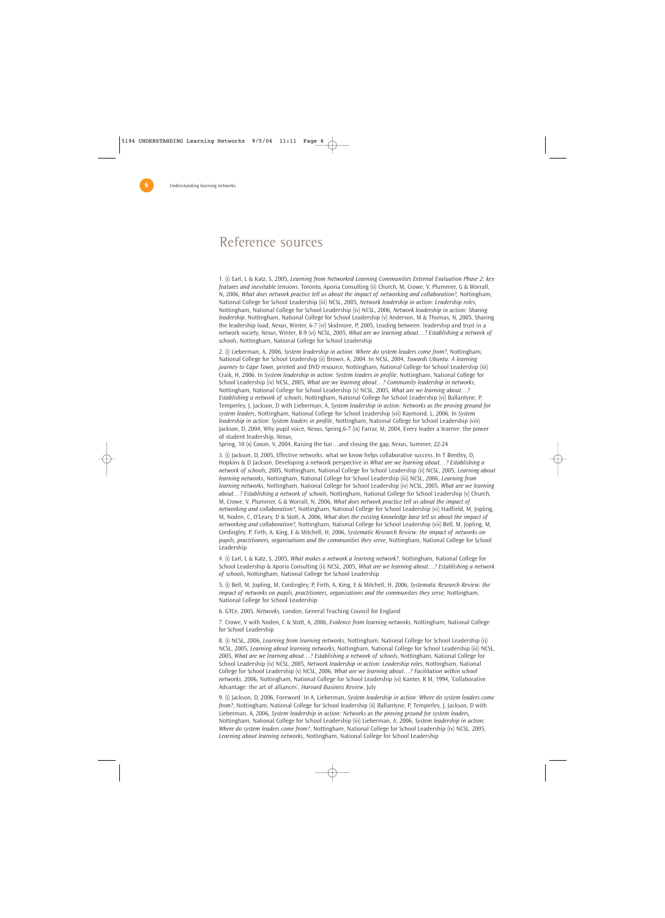# Reference sources

1. (i) Earl, L & Katz, S, 2005, *Learning from Networked Learning Communities External Evaluation Phase 2: key features and inevitable tensions*, Toronto, Aporia Consulting (ii) Church, M, Crowe, V, Plummer, G & Worrall, N, 2006, *What does network practice tell us about the impact of networking and collaboration?*, Nottingham, National College for School Leadership (iii) NCSL, 2005, *Network leadership in action: Leadership roles*, Nottingham, National College for School Leadership (iv) NCSL, 2006, *Network leadership in action: Sharing leadership*, Nottingham, National College for School Leadership (v) Anderson, M & Thomas, N, 2005, Sharing the leadership load, *Nexus*, Winter, 6-7 (vi) Skidmore, P, 2005, Leading between: leadership and trust in a network society, *Nexus*, Winter, 8-9 (vi) NCSL, 2005, *What are we learning about…? Establishing a network of schools*, Nottingham, National College for School Leadership

2. (i) Lieberman, A, 2006, *System leadership in action: Where do system leaders come from?*, Nottingham, National College for School Leadership (ii) Brown, A, 2004. In NCSL, 2004, *Towards Ubuntu: A learning journey to Cape Town*, printed and DVD resource, Nottingham, National College for School Leadership (iii) Craik, H, 2006. In *System leadership in action: System leaders in profile*, Nottingham, National College for School Leadership (iv) NCSL, 2005, *What are we learning about…? Community leadership in networks*, Nottingham, National College for School Leadership (v) NCSL, 2005, *What are we learning about…? Establishing a network of schools*, Nottingham, National College for School Leadership (vi) Ballantyne, P, Temperley, J, Jackson, D with Lieberman, A, *System leadership in action: Networks as the proving ground for system leaders*, Nottingham, National College for School Leadership (vii) Raymond, L, 2006. In *System leadership in action: System leaders in profile*, Nottingham, National College for School Leadership (viii) Jackson, D, 2004, Why pupil voice, *Nexus*, Spring,6-7 (ix) Farrar, M, 2004, Every leader a learner: the power of student leadership, *Nexus*, Spring, 10 (x) Coxon, V, 2004, Raising the bar…and closing the gap, *Nexus*, Summer, 22-24

3. (i) Jackson, D, 2005, Effective networks: what we know helps collaborative success. In T Bentley, D, Hopkins & D Jackson, Developing a network perspective in *What are we learning about…? Establishing a network of schools*, 2005, Nottingham, National College for School Leadership (ii) NCSL, 2005, *Learning about learning networks*, Nottingham, National College for School Leadership (iii) NCSL, 2006, *Learning from learning networks*, Nottingham, National College for School Leadership (iv) NCSL, 2005, *What are we learning about…? Establishing a network of schools*, Nottingham, National College for School Leadership (v) Church, M, Crowe, V, Plummer, G & Worrall, N, 2006, *What does network practice tell us about the impact of networking and collaboration?*, Nottingham, National College for School Leadership (vi) Hadfield, M, Jopling, M, Noden, C, O'Leary, D & Stott, A, 2006, *What does the existing knowledge base tell us about the impact of networking and collaboration?*, Nottingham, National College for School Leadership (vii) Bell, M, Jopling, M, Cordingley, P, Firth, A, King, E & Mitchell, H, 2006, *Systematic Research Review: the impact of networks on pupils, practitioners, organisations and the communities they serve*, Nottingham, National College for School Leadership

4. (i) Earl, L & Katz, S, 2005, *What makes a network a learning network?*, Nottingham, National College for School Leadership & Aporia Consulting (ii) NCSL, 2005, *What are we learning about…? Establishing a network of schools*, Nottingham, National College for School Leadership

5. (i) Bell, M, Jopling, M, Cordingley, P, Firth, A, King, E & Mitchell, H, 2006, *Systematic Research Review: the impact of networks on pupils, practitioners, organisations and the communities they serve*, Nottingham, National College for School Leadership

6. GTCe, 2005, *Networks*, London, General Teaching Council for England

7. Crowe, V with Noden, C & Stott, A, 2006, *Evidence from learning networks*, Nottingham, National College for School Leadership

8. (i) NCSL, 2006, *Learning from learning networks*, Nottingham, National College for School Leadership (ii) NCSL, 2005, *Learning about learning networks*, Nottingham, National College for School Leadership (iii) NCSL, 2005, *What are we learning about…? Establishing a network of schools*, Nottingham, National College for School Leadership (iv) NCSL, 2005, *Network leadership in action: Leadership roles*, Nottingham, National College for School Leadership (v) NCSL, 2006, *What are we learning about…? Facilitation within school networks*, 2006, Nottingham, National College for School Leadership (vi) Kanter, R M, 1994, 'Collaborative Advantage: the art of alliances', *Harvard Business Review*, July

9. (i) Jackson, D, 2006, Foreword. In A, Lieberman, *System leadership in action: Where do system leaders come from?*, Nottingham, National College for School leadership (ii) Ballantyne, P, Temperley, J, Jackson, D with Lieberman, A, 2006, *System leadership in action: Networks as the proving ground for system leaders*, Nottingham, National College for School Leadership (iii) Lieberman, A, 2006, *System leadership in action: Where do system leaders come from?*, Nottingham, National College for School Leadership (iv) NCSL, 2005, *Learning about learning networks*, Nottingham, National College for School Leadership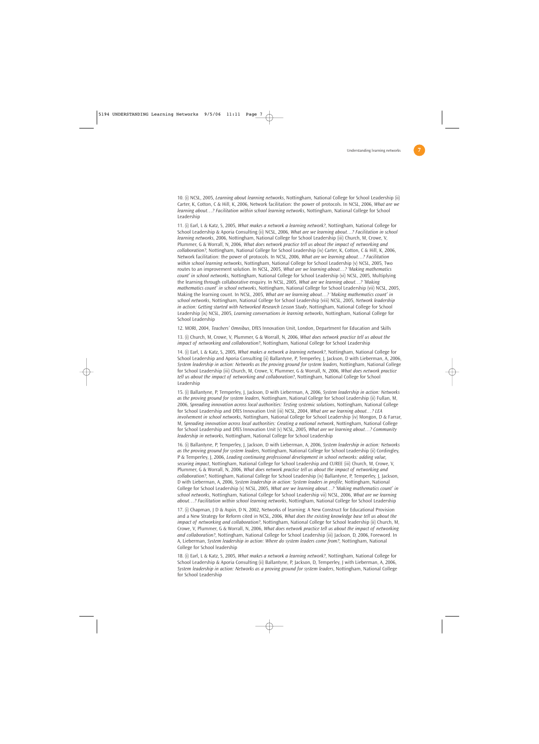10. (i) NCSL, 2005, *Learning about learning networks*, Nottingham, National College for School Leadership (ii) Carter, K, Cotton, C & Hill, K, 2006, Network facilitation: the power of protocols. In NCSL, 2006, *What are we learning about…? Facilitation within school learning networks*, Nottingham, National College for School Leadership

11. (i) Earl, L & Katz, S, 2005, *What makes a network a learning network?*, Nottingham, National College for School Leadership & Aporia Consulting (ii) NCSL, 2006, *What are we learning about…? Facilitation in school learning networks*, 2006, Nottingham, National College for School Leadership (iii) Church, M, Crowe, V, Plummer, G & Worrall, N, 2006, *What does network practice tell us about the impact of networking and collaboration?*, Nottingham, National College for School Leadership (iv) Carter, K, Cotton, C & Hill, K, 2006, Network facilitation: the power of protocols. In NCSL, 2006, *What are we learning about…? Facilitation within school learning networks*, Nottingham, National College for School Leadership (v) NCSL, 2005, Two routes to an improvement solution. In NCSL, 2005, *What are we learning about…? 'Making mathematics count' in school networks*, Nottingham, National College for School Leadership (vi) NCSL, 2005, Multiplying the learning through collaborative enquiry. In NCSL, 2005, *What are we learning about…? 'Making mathematics count' in school networks*, Nottingham, National College for School Leadership (vii) NCSL, 2005, Making the learning count. In NCSL, 2005, *What are we learning about…? 'Making mathematics count' in school networks*, Nottingham, National College for School Leadership (viii) NCSL, 2005, *Network leadership in action: Getting started with Networked Research Lesson Study*, Nottingham, National College for School Leadership (ix) NCSL, 2005, *Learning conversations in learning networks*, Nottingham, National College for School Leadership

12. MORI, 2004, *Teachers' Omnibus*, DfES Innovation Unit, London, Department for Education and Skills

13. (i) Church, M, Crowe, V, Plummer, G & Worrall, N, 2006, *What does network practice tell us about the impact of networking and collaboration?*, Nottingham, National College for School Leadership

14. (i) Earl, L & Katz, S, 2005, *What makes a network a learning network?*, Nottingham, National College for School Leadership and Aporia Consulting (ii) Ballantyne, P, Temperley, J, Jackson, D with Lieberman, A, 2006, *System leadership in action: Networks as the proving ground for system leaders*, Nottingham, National College for School Leadership (iii) Church, M, Crowe, V, Plummer, G & Worrall, N, 2006, *What does network practice tell us about the impact of networking and collaboration?*, Nottingham, National College for School Leadership

15. (i) Ballantyne, P, Temperley, J, Jackson, D with Lieberman, A, 2006, *System leadership in action: Networks as the proving ground for system leaders*, Nottingham, National College for School Leadership (ii) Fullan, M, 2006, *Spreading innovation across local authorities: Testing systemic solutions*, Nottingham, National College for School Leadership and DfES Innovation Unit (iii) NCSL, 2004, *What are we learning about…? LEA involvement in school networks*, Nottingham, National College for School Leadership (iv) Mongon, D & Farrar, M, *Spreading innovation across local authorities: Creating a national network*, Nottingham, National College for School Leadership and DfES Innovation Unit (v) NCSL, 2005, *What are we learning about…? Community leadership in networks*, Nottingham, National College for School Leadership

16. (i) Ballantyne, P, Temperley, J, Jackson, D with Lieberman, A, 2006, *System leadership in action: Networks as the proving ground for system leaders*, Nottingham, National College for School Leadership (ii) Cordingley, P & Temperley, J, 2006, *Leading continuing professional development in school networks: adding value, securing impact*, Nottingham, National College for School Leadership and CUREE (iii) Church, M, Crowe, V, Plummer, G & Worrall, N, 2006, *What does network practice tell us about the impact of networking and collaboration?*, Nottingham, National College for School Leadership (iv) Ballantyne, P, Temperley, J, Jackson, D with Lieberman, A, 2006, *System leadership in action: System leaders in profile*, Nottingham, National College for School Leadership (v) NCSL, 2005, *What are we learning about…? 'Making mathematics count' in school networks*, Nottingham, National College for School Leadership vii) NCSL, 2006, *What are we learning about…? Facilitation within school learning networks*, Nottingham, National College for School Leadership

17. (i) Chapman, J D & Aspin, D N, 2002, Networks of learning: A New Construct for Educational Provision and a New Strategy for Reform cited in NCSL, 2006, *What does the existing knowledge base tell us about the impact of networking and collaboration?*, Nottingham, National College for School leadership (ii) Church, M, Crowe, V, Plummer, G & Worrall, N, 2006, *What does network practice tell us about the impact of networking and collaboration?*, Nottingham, National College for School Leadership (iii) Jackson, D, 2006, Foreword. In A, Lieberman, *System leadership in action: Where do system leaders come from?*, Nottingham, National College for School leadership

18. (i) Earl, L & Katz, S, 2005, *What makes a network a learning network?*, Nottingham, National College for School Leadership & Aporia Consulting (ii) Ballantyne, P, Jackson, D, Temperley, J with Lieberman, A, 2006, *System leadership in action: Networks as a proving ground for system leaders*, Nottingham, National College for School Leadership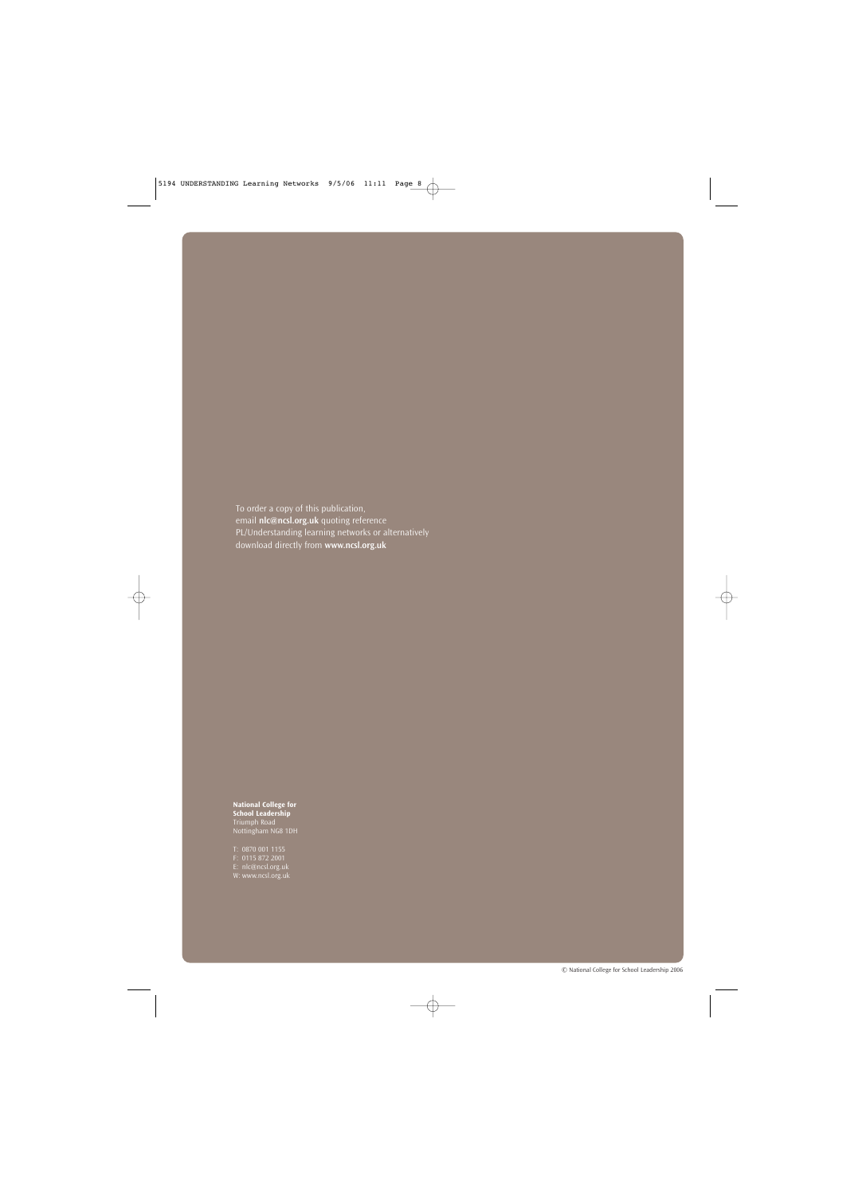To order a copy of this publication, email **nlc@ncsl.org.uk** quoting reference PL/Understanding learning networks or alternatively download directly from **www.ncsl.org.uk**

**National College for School Leadership**
Triumph Road
Nottingham NG8 1DH

T: 0870 001 1155
F: 0115 872 2001
E: nlc@ncsl.org.uk
W: www.ncsl.org.uk

© National College for School Leadership 2006